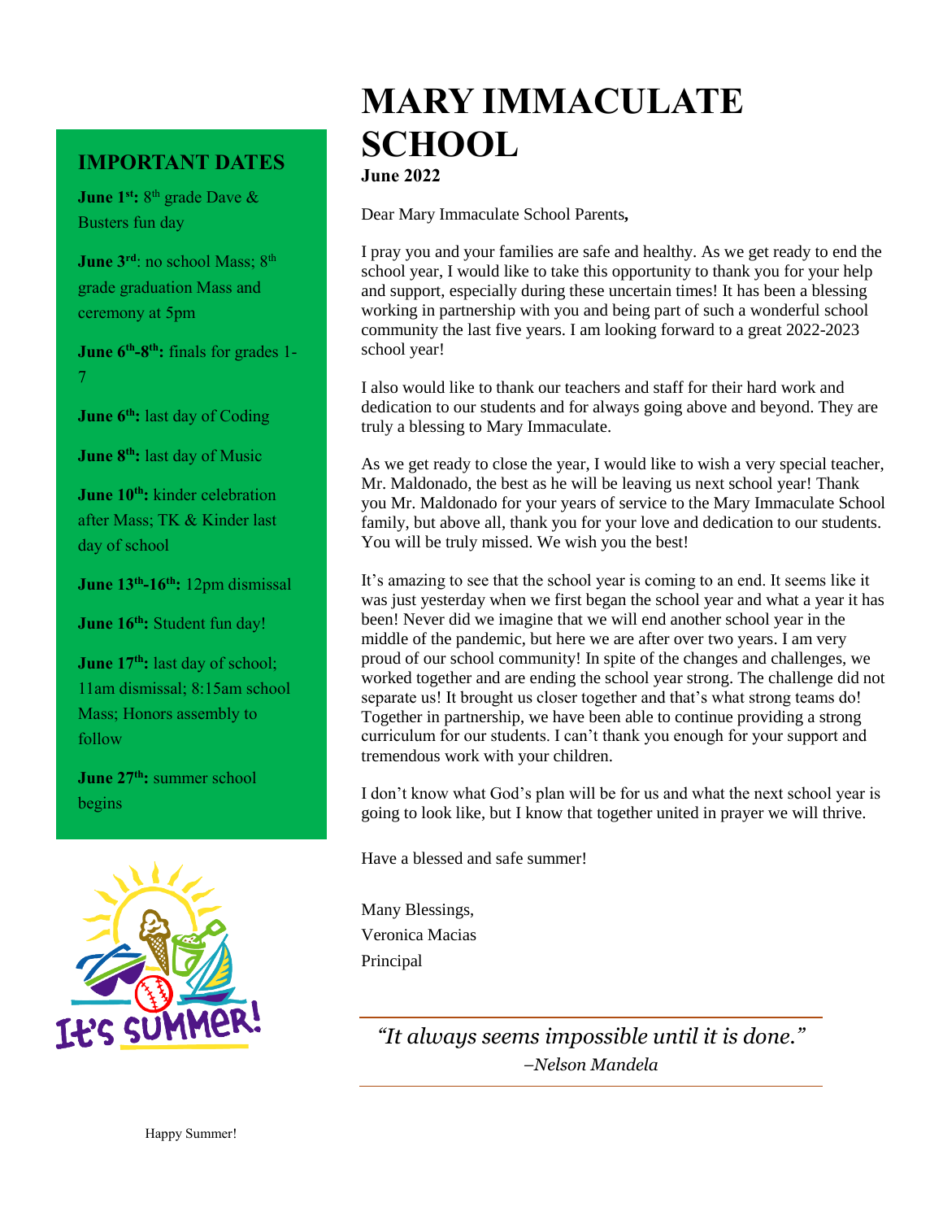# MARY IMMACULATE SCHOOL

**June 2022**

Dear Mary Immaculate School Parents**,**

I pray you and your families are safe and healthy. As we get ready to end the school year, I would like to take this opportunity to thank you for your help and support, especially during these uncertain times! It has been a blessing working in partnership with you and being part of such a wonderful school community the last five years. I am looking forward to a great 2022-2023 school year!

I also would like to thank our teachers and staff for their hard work and dedication to our students and for always going above and beyond. They are truly a blessing to Mary Immaculate.

As we get ready to close the year, I would like to wish a very special teacher, Mr. Maldonado, the best as he will be leaving us next school year! Thank you Mr. Maldonado for your years of service to the Mary Immaculate School family, but above all, thank you for your love and dedication to our students. You will be truly missed. We wish you the best!

It's amazing to see that the school year is coming to an end. It seems like it was just yesterday when we first began the school year and what a year it has been! Never did we imagine that we will end another school year in the middle of the pandemic, but here we are after over two years. I am very proud of our school community! In spite of the changes and challenges, we worked together and are ending the school year strong. The challenge did not separate us! It brought us closer together and that's what strong teams do! Together in partnership, we have been able to continue providing a strong curriculum for our students. I can't thank you enough for your support and tremendous work with your children.

I don't know what God's plan will be for us and what the next school year is going to look like, but I know that together united in prayer we will thrive.

Have a blessed and safe summer!

Many Blessings,
Veronica Macias
Principal

*"It always seems impossible until it is done."*
*–Nelson Mandela*

## IMPORTANT DATES

**June 1st:** 8th grade Dave & Busters fun day

**June 3rd**: no school Mass; 8th grade graduation Mass and ceremony at 5pm

**June 6th-8th:** finals for grades 1-7

**June 6th:** last day of Coding

**June 8th:** last day of Music

**June 10th:** kinder celebration after Mass; TK & Kinder last day of school

**June 13th-16th:** 12pm dismissal

**June 16th:** Student fun day!

**June 17th:** last day of school; 11am dismissal; 8:15am school Mass; Honors assembly to follow

**June 27th:** summer school begins

It's SUMMER!

Happy Summer!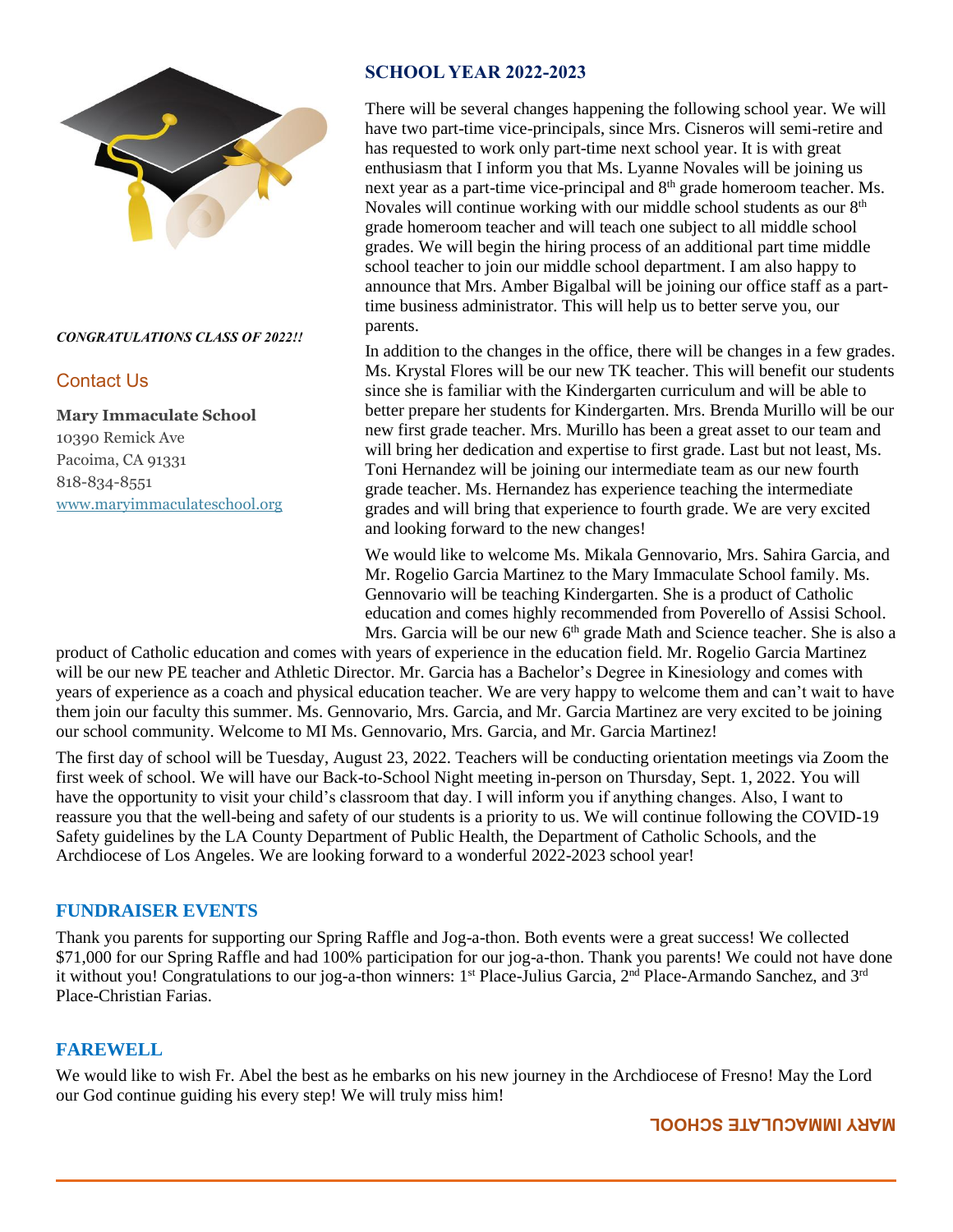*CONGRATULATIONS CLASS OF 2022!!*

## Contact Us

**Mary Immaculate School**
10390 Remick Ave
Pacoima, CA 91331
818-834-8551
www.maryimmaculateschool.org

## SCHOOL YEAR 2022-2023

There will be several changes happening the following school year. We will have two part-time vice-principals, since Mrs. Cisneros will semi-retire and has requested to work only part-time next school year. It is with great enthusiasm that I inform you that Ms. Lyanne Novales will be joining us next year as a part-time vice-principal and 8th grade homeroom teacher. Ms. Novales will continue working with our middle school students as our 8th grade homeroom teacher and will teach one subject to all middle school grades. We will begin the hiring process of an additional part time middle school teacher to join our middle school department. I am also happy to announce that Mrs. Amber Bigalbal will be joining our office staff as a part-time business administrator. This will help us to better serve you, our parents.

In addition to the changes in the office, there will be changes in a few grades. Ms. Krystal Flores will be our new TK teacher. This will benefit our students since she is familiar with the Kindergarten curriculum and will be able to better prepare her students for Kindergarten. Mrs. Brenda Murillo will be our new first grade teacher. Mrs. Murillo has been a great asset to our team and will bring her dedication and expertise to first grade. Last but not least, Ms. Toni Hernandez will be joining our intermediate team as our new fourth grade teacher. Ms. Hernandez has experience teaching the intermediate grades and will bring that experience to fourth grade. We are very excited and looking forward to the new changes!

We would like to welcome Ms. Mikala Gennovario, Mrs. Sahira Garcia, and Mr. Rogelio Garcia Martinez to the Mary Immaculate School family. Ms. Gennovario will be teaching Kindergarten. She is a product of Catholic education and comes highly recommended from Poverello of Assisi School. Mrs. Garcia will be our new 6th grade Math and Science teacher. She is also a product of Catholic education and comes with years of experience in the education field. Mr. Rogelio Garcia Martinez will be our new PE teacher and Athletic Director. Mr. Garcia has a Bachelor's Degree in Kinesiology and comes with years of experience as a coach and physical education teacher. We are very happy to welcome them and can't wait to have them join our faculty this summer. Ms. Gennovario, Mrs. Garcia, and Mr. Garcia Martinez are very excited to be joining our school community. Welcome to MI Ms. Gennovario, Mrs. Garcia, and Mr. Garcia Martinez!

The first day of school will be Tuesday, August 23, 2022. Teachers will be conducting orientation meetings via Zoom the first week of school. We will have our Back-to-School Night meeting in-person on Thursday, Sept. 1, 2022. You will have the opportunity to visit your child's classroom that day. I will inform you if anything changes. Also, I want to reassure you that the well-being and safety of our students is a priority to us. We will continue following the COVID-19 Safety guidelines by the LA County Department of Public Health, the Department of Catholic Schools, and the Archdiocese of Los Angeles. We are looking forward to a wonderful 2022-2023 school year!

## FUNDRAISER EVENTS

Thank you parents for supporting our Spring Raffle and Jog-a-thon. Both events were a great success! We collected $71,000 for our Spring Raffle and had 100% participation for our jog-a-thon. Thank you parents! We could not have done it without you! Congratulations to our jog-a-thon winners: 1st Place-Julius Garcia, 2nd Place-Armando Sanchez, and 3rd Place-Christian Farias.

## FAREWELL

We would like to wish Fr. Abel the best as he embarks on his new journey in the Archdiocese of Fresno! May the Lord our God continue guiding his every step! We will truly miss him!